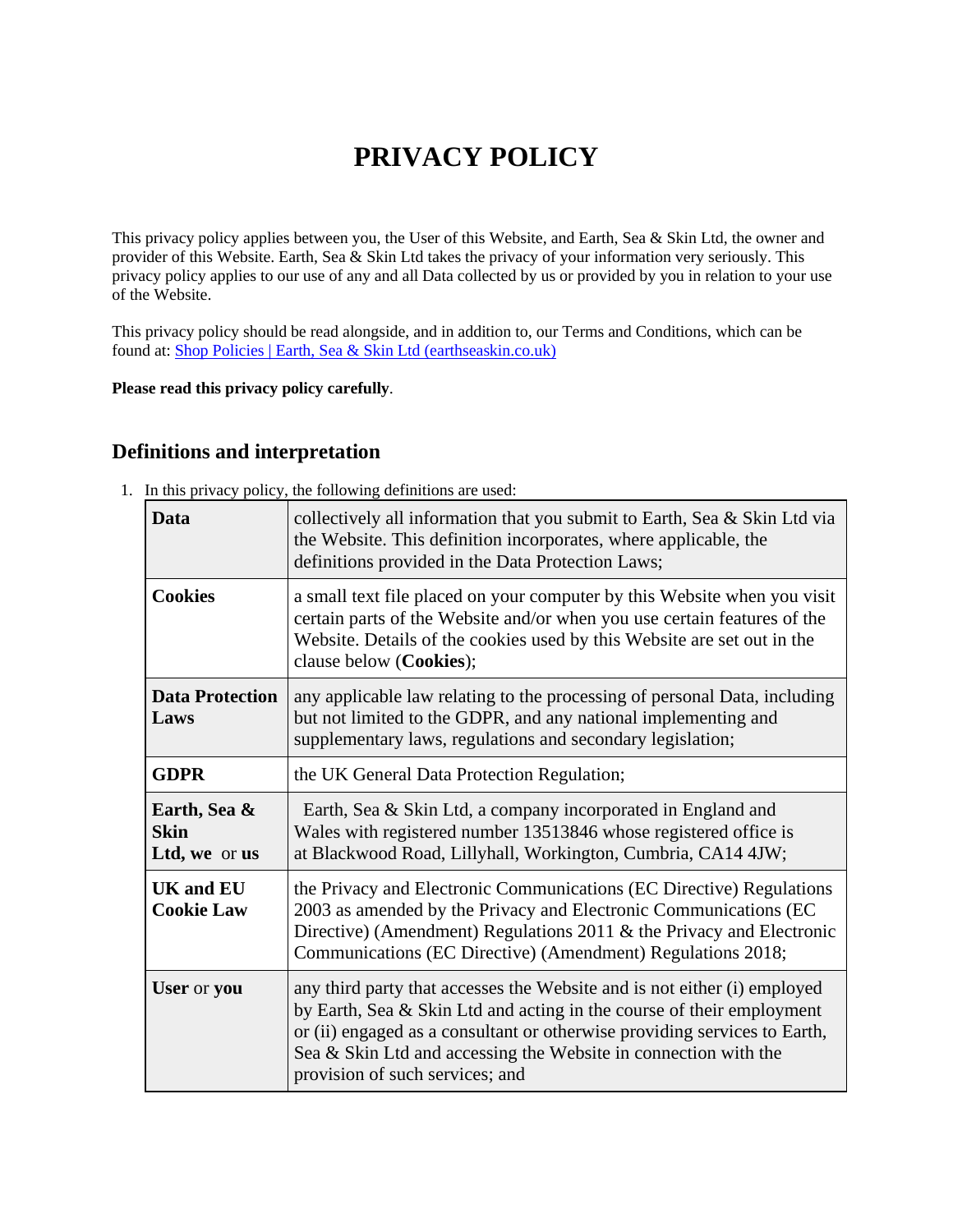# PRIVACY POLICY

This privacy policy applies between you, the User of this Website, and Earth, Sea & Skin Ltd, the owner and provider of this Website. Earth, Sea & Skin Ltd takes the privacy of your information very seriously. This privacy policy applies to our use of any and all Data collected by us or provided by you in relation to your use of the Website.

This privacy policy should be read alongside, and in addition to, our Terms and Conditions, which can be found at: [Shop Policies | Earth, Sea & Skin Ltd (earthseaskin.co.uk)](https://earthseaskin.co.uk)

**Please read this privacy policy carefully**.

## Definitions and interpretation

1. In this privacy policy, the following definitions are used:

| | |
|---|---|
| **Data** | collectively all information that you submit to Earth, Sea & Skin Ltd via the Website. This definition incorporates, where applicable, the definitions provided in the Data Protection Laws; |
| **Cookies** | a small text file placed on your computer by this Website when you visit certain parts of the Website and/or when you use certain features of the Website. Details of the cookies used by this Website are set out in the clause below (**Cookies**); |
| **Data Protection Laws** | any applicable law relating to the processing of personal Data, including but not limited to the GDPR, and any national implementing and supplementary laws, regulations and secondary legislation; |
| **GDPR** | the UK General Data Protection Regulation; |
| **Earth, Sea & Skin Ltd, we** or **us** | Earth, Sea & Skin Ltd, a company incorporated in England and Wales with registered number 13513846 whose registered office is at Blackwood Road, Lillyhall, Workington, Cumbria, CA14 4JW; |
| **UK and EU Cookie Law** | the Privacy and Electronic Communications (EC Directive) Regulations 2003 as amended by the Privacy and Electronic Communications (EC Directive) (Amendment) Regulations 2011 & the Privacy and Electronic Communications (EC Directive) (Amendment) Regulations 2018; |
| **User** or **you** | any third party that accesses the Website and is not either (i) employed by Earth, Sea & Skin Ltd and acting in the course of their employment or (ii) engaged as a consultant or otherwise providing services to Earth, Sea & Skin Ltd and accessing the Website in connection with the provision of such services; and |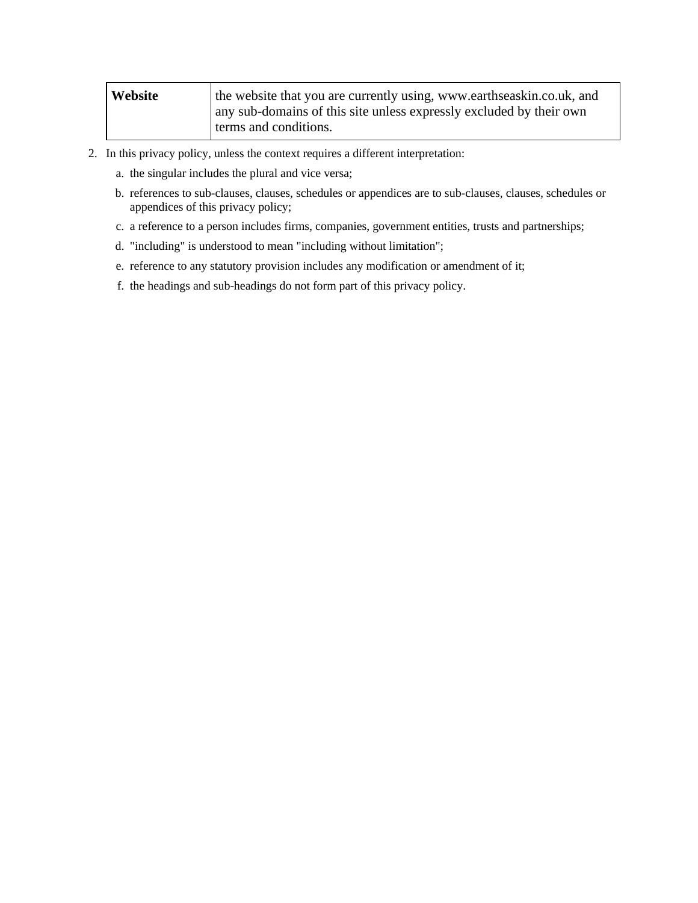| | |
|---|---|
| **Website** | the website that you are currently using, www.earthseaskin.co.uk, and any sub-domains of this site unless expressly excluded by their own terms and conditions. |

2. In this privacy policy, unless the context requires a different interpretation:

   a. the singular includes the plural and vice versa;

   b. references to sub-clauses, clauses, schedules or appendices are to sub-clauses, clauses, schedules or appendices of this privacy policy;

   c. a reference to a person includes firms, companies, government entities, trusts and partnerships;

   d. "including" is understood to mean "including without limitation";

   e. reference to any statutory provision includes any modification or amendment of it;

   f. the headings and sub-headings do not form part of this privacy policy.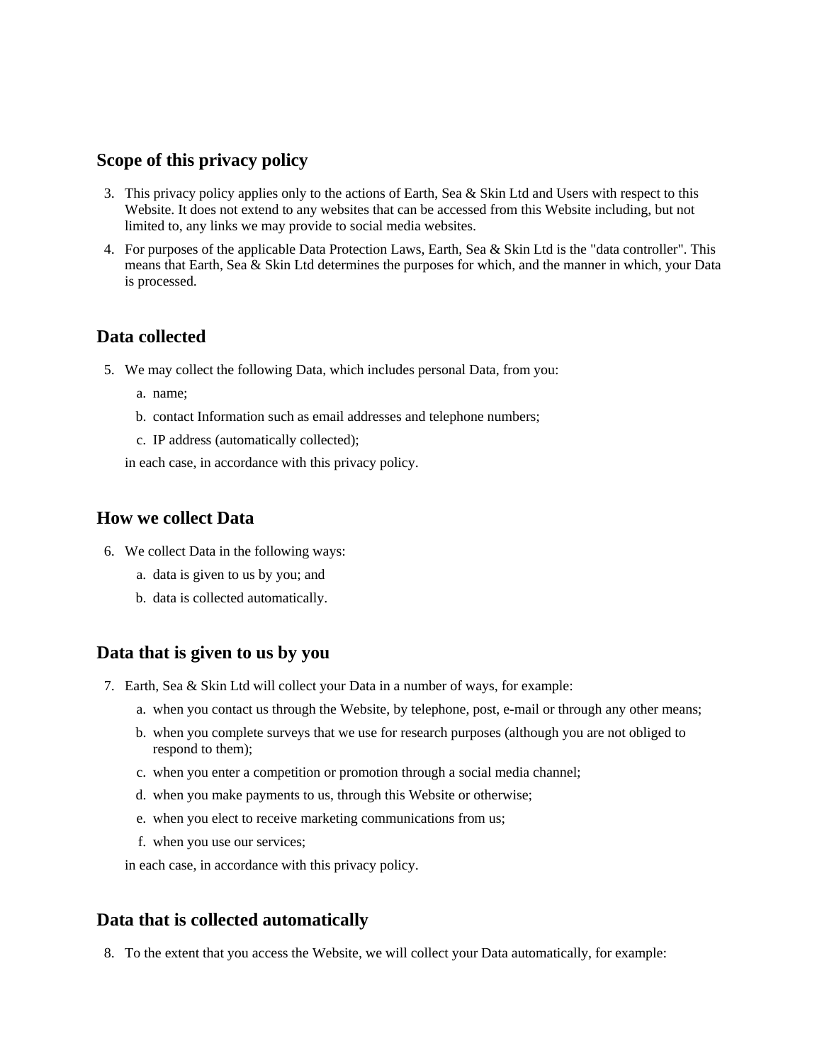## Scope of this privacy policy

3. This privacy policy applies only to the actions of Earth, Sea & Skin Ltd and Users with respect to this Website. It does not extend to any websites that can be accessed from this Website including, but not limited to, any links we may provide to social media websites.
4. For purposes of the applicable Data Protection Laws, Earth, Sea & Skin Ltd is the "data controller". This means that Earth, Sea & Skin Ltd determines the purposes for which, and the manner in which, your Data is processed.

## Data collected

5. We may collect the following Data, which includes personal Data, from you:
   a. name;
   b. contact Information such as email addresses and telephone numbers;
   c. IP address (automatically collected);

   in each case, in accordance with this privacy policy.

## How we collect Data

6. We collect Data in the following ways:
   a. data is given to us by you; and
   b. data is collected automatically.

## Data that is given to us by you

7. Earth, Sea & Skin Ltd will collect your Data in a number of ways, for example:
   a. when you contact us through the Website, by telephone, post, e-mail or through any other means;
   b. when you complete surveys that we use for research purposes (although you are not obliged to respond to them);
   c. when you enter a competition or promotion through a social media channel;
   d. when you make payments to us, through this Website or otherwise;
   e. when you elect to receive marketing communications from us;
   f. when you use our services;

   in each case, in accordance with this privacy policy.

## Data that is collected automatically

8. To the extent that you access the Website, we will collect your Data automatically, for example: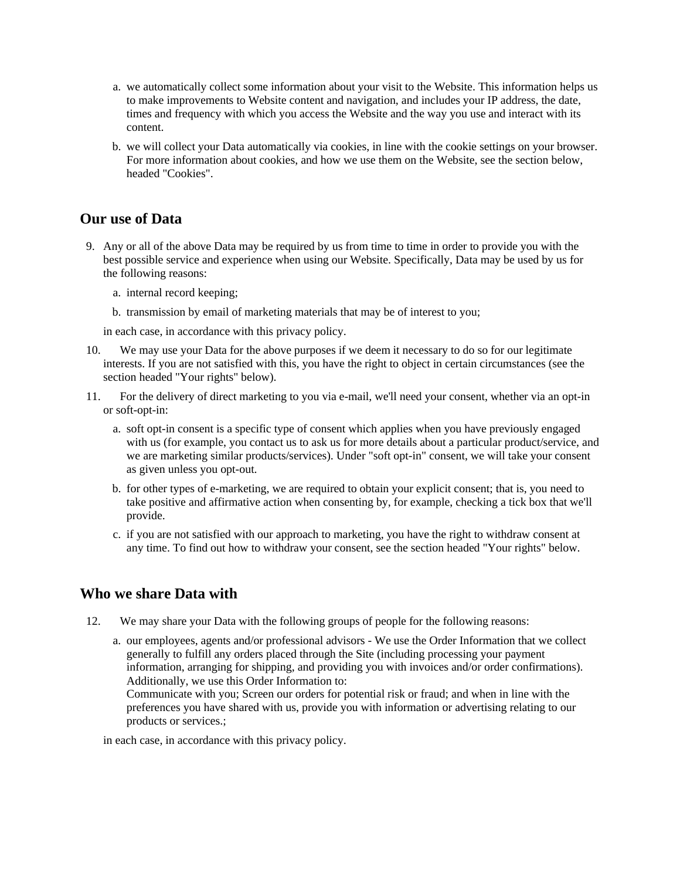a. we automatically collect some information about your visit to the Website. This information helps us to make improvements to Website content and navigation, and includes your IP address, the date, times and frequency with which you access the Website and the way you use and interact with its content.

b. we will collect your Data automatically via cookies, in line with the cookie settings on your browser. For more information about cookies, and how we use them on the Website, see the section below, headed "Cookies".

## Our use of Data

9. Any or all of the above Data may be required by us from time to time in order to provide you with the best possible service and experience when using our Website. Specifically, Data may be used by us for the following reasons:

   a. internal record keeping;

   b. transmission by email of marketing materials that may be of interest to you;

   in each case, in accordance with this privacy policy.

10. We may use your Data for the above purposes if we deem it necessary to do so for our legitimate interests. If you are not satisfied with this, you have the right to object in certain circumstances (see the section headed "Your rights" below).

11. For the delivery of direct marketing to you via e-mail, we'll need your consent, whether via an opt-in or soft-opt-in:

   a. soft opt-in consent is a specific type of consent which applies when you have previously engaged with us (for example, you contact us to ask us for more details about a particular product/service, and we are marketing similar products/services). Under "soft opt-in" consent, we will take your consent as given unless you opt-out.

   b. for other types of e-marketing, we are required to obtain your explicit consent; that is, you need to take positive and affirmative action when consenting by, for example, checking a tick box that we'll provide.

   c. if you are not satisfied with our approach to marketing, you have the right to withdraw consent at any time. To find out how to withdraw your consent, see the section headed "Your rights" below.

## Who we share Data with

12. We may share your Data with the following groups of people for the following reasons:

   a. our employees, agents and/or professional advisors - We use the Order Information that we collect generally to fulfill any orders placed through the Site (including processing your payment information, arranging for shipping, and providing you with invoices and/or order confirmations). Additionally, we use this Order Information to:
   Communicate with you; Screen our orders for potential risk or fraud; and when in line with the preferences you have shared with us, provide you with information or advertising relating to our products or services.;

   in each case, in accordance with this privacy policy.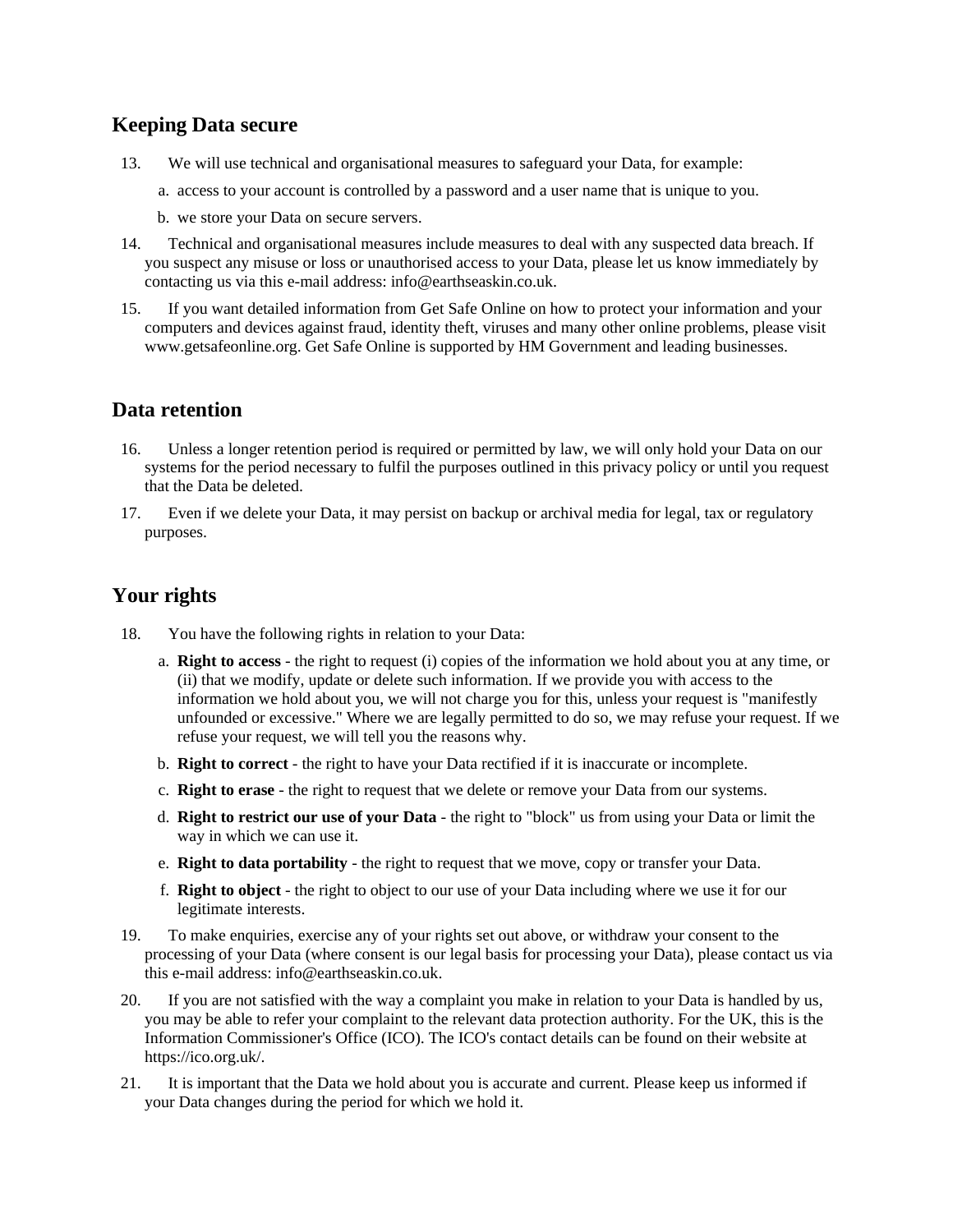## Keeping Data secure

13. We will use technical and organisational measures to safeguard your Data, for example:

    a. access to your account is controlled by a password and a user name that is unique to you.

    b. we store your Data on secure servers.

14. Technical and organisational measures include measures to deal with any suspected data breach. If you suspect any misuse or loss or unauthorised access to your Data, please let us know immediately by contacting us via this e-mail address: info@earthseaskin.co.uk.

15. If you want detailed information from Get Safe Online on how to protect your information and your computers and devices against fraud, identity theft, viruses and many other online problems, please visit www.getsafeonline.org. Get Safe Online is supported by HM Government and leading businesses.

## Data retention

16. Unless a longer retention period is required or permitted by law, we will only hold your Data on our systems for the period necessary to fulfil the purposes outlined in this privacy policy or until you request that the Data be deleted.

17. Even if we delete your Data, it may persist on backup or archival media for legal, tax or regulatory purposes.

## Your rights

18. You have the following rights in relation to your Data:

    a. **Right to access** - the right to request (i) copies of the information we hold about you at any time, or (ii) that we modify, update or delete such information. If we provide you with access to the information we hold about you, we will not charge you for this, unless your request is "manifestly unfounded or excessive." Where we are legally permitted to do so, we may refuse your request. If we refuse your request, we will tell you the reasons why.

    b. **Right to correct** - the right to have your Data rectified if it is inaccurate or incomplete.

    c. **Right to erase** - the right to request that we delete or remove your Data from our systems.

    d. **Right to restrict our use of your Data** - the right to "block" us from using your Data or limit the way in which we can use it.

    e. **Right to data portability** - the right to request that we move, copy or transfer your Data.

    f. **Right to object** - the right to object to our use of your Data including where we use it for our legitimate interests.

19. To make enquiries, exercise any of your rights set out above, or withdraw your consent to the processing of your Data (where consent is our legal basis for processing your Data), please contact us via this e-mail address: info@earthseaskin.co.uk.

20. If you are not satisfied with the way a complaint you make in relation to your Data is handled by us, you may be able to refer your complaint to the relevant data protection authority. For the UK, this is the Information Commissioner's Office (ICO). The ICO's contact details can be found on their website at https://ico.org.uk/.

21. It is important that the Data we hold about you is accurate and current. Please keep us informed if your Data changes during the period for which we hold it.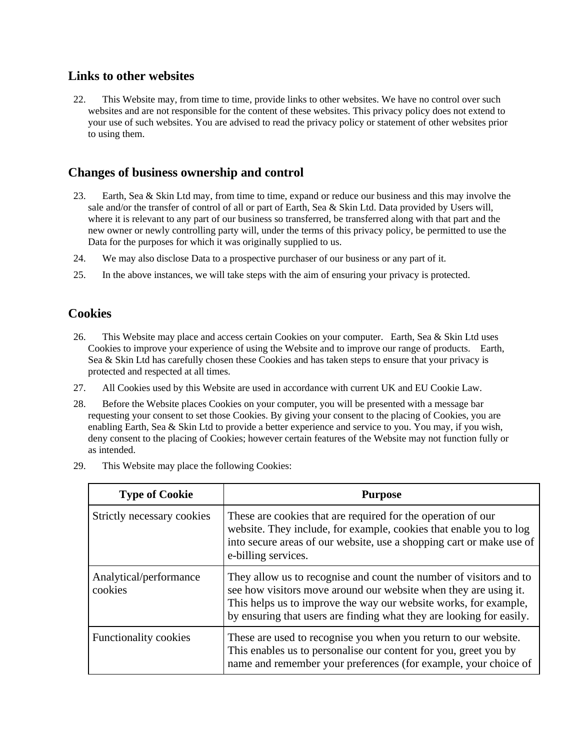## Links to other websites

22. This Website may, from time to time, provide links to other websites. We have no control over such websites and are not responsible for the content of these websites. This privacy policy does not extend to your use of such websites. You are advised to read the privacy policy or statement of other websites prior to using them.

## Changes of business ownership and control

23. Earth, Sea & Skin Ltd may, from time to time, expand or reduce our business and this may involve the sale and/or the transfer of control of all or part of Earth, Sea & Skin Ltd. Data provided by Users will, where it is relevant to any part of our business so transferred, be transferred along with that part and the new owner or newly controlling party will, under the terms of this privacy policy, be permitted to use the Data for the purposes for which it was originally supplied to us.

24. We may also disclose Data to a prospective purchaser of our business or any part of it.

25. In the above instances, we will take steps with the aim of ensuring your privacy is protected.

## Cookies

26. This Website may place and access certain Cookies on your computer. Earth, Sea & Skin Ltd uses Cookies to improve your experience of using the Website and to improve our range of products. Earth, Sea & Skin Ltd has carefully chosen these Cookies and has taken steps to ensure that your privacy is protected and respected at all times.

27. All Cookies used by this Website are used in accordance with current UK and EU Cookie Law.

28. Before the Website places Cookies on your computer, you will be presented with a message bar requesting your consent to set those Cookies. By giving your consent to the placing of Cookies, you are enabling Earth, Sea & Skin Ltd to provide a better experience and service to you. You may, if you wish, deny consent to the placing of Cookies; however certain features of the Website may not function fully or as intended.

29. This Website may place the following Cookies:

| Type of Cookie | Purpose |
|---|---|
| Strictly necessary cookies | These are cookies that are required for the operation of our website. They include, for example, cookies that enable you to log into secure areas of our website, use a shopping cart or make use of e-billing services. |
| Analytical/performance cookies | They allow us to recognise and count the number of visitors and to see how visitors move around our website when they are using it. This helps us to improve the way our website works, for example, by ensuring that users are finding what they are looking for easily. |
| Functionality cookies | These are used to recognise you when you return to our website. This enables us to personalise our content for you, greet you by name and remember your preferences (for example, your choice of |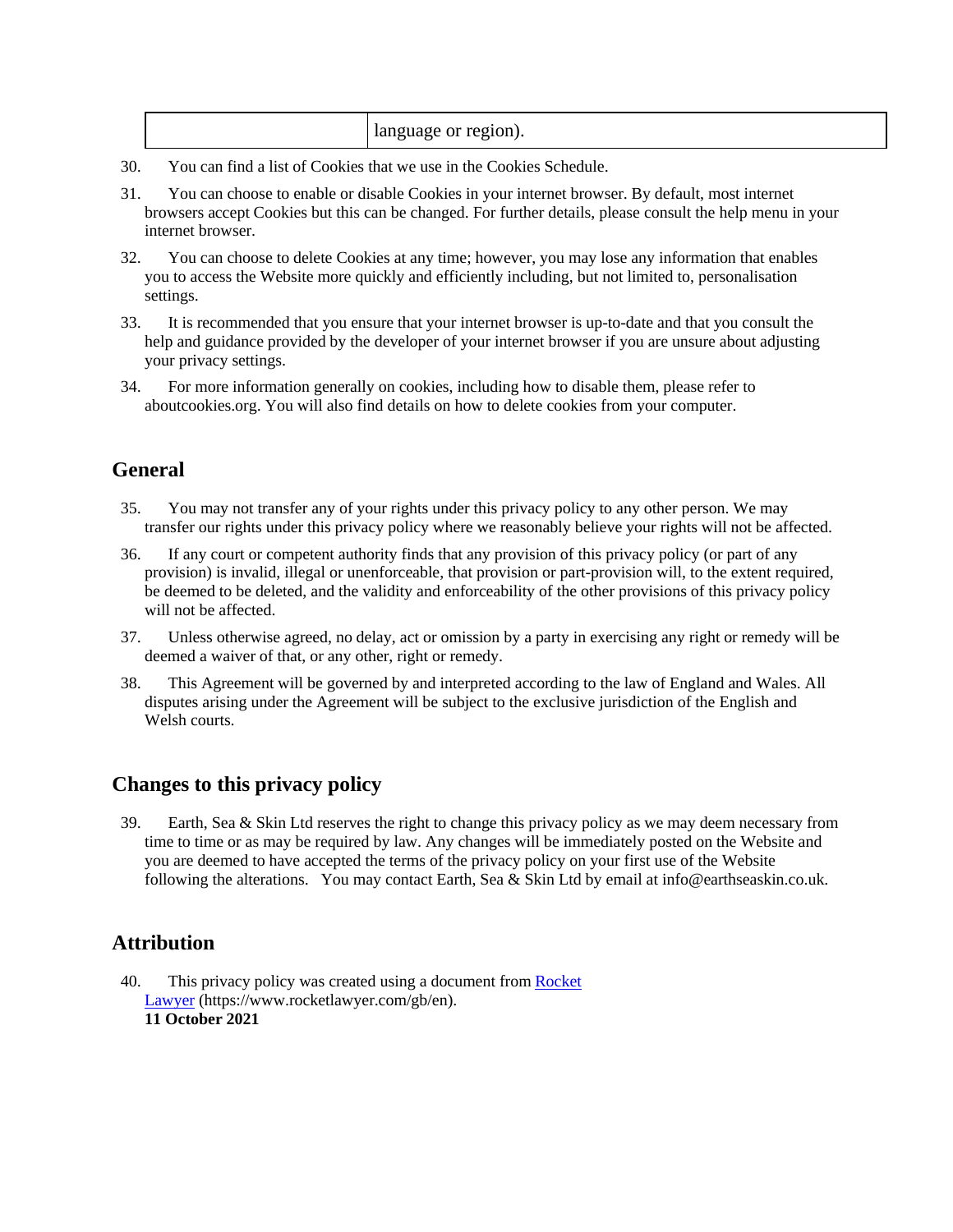| | language or region). |
|---|---|

30. You can find a list of Cookies that we use in the Cookies Schedule.

31. You can choose to enable or disable Cookies in your internet browser. By default, most internet browsers accept Cookies but this can be changed. For further details, please consult the help menu in your internet browser.

32. You can choose to delete Cookies at any time; however, you may lose any information that enables you to access the Website more quickly and efficiently including, but not limited to, personalisation settings.

33. It is recommended that you ensure that your internet browser is up-to-date and that you consult the help and guidance provided by the developer of your internet browser if you are unsure about adjusting your privacy settings.

34. For more information generally on cookies, including how to disable them, please refer to aboutcookies.org. You will also find details on how to delete cookies from your computer.

## General

35. You may not transfer any of your rights under this privacy policy to any other person. We may transfer our rights under this privacy policy where we reasonably believe your rights will not be affected.

36. If any court or competent authority finds that any provision of this privacy policy (or part of any provision) is invalid, illegal or unenforceable, that provision or part-provision will, to the extent required, be deemed to be deleted, and the validity and enforceability of the other provisions of this privacy policy will not be affected.

37. Unless otherwise agreed, no delay, act or omission by a party in exercising any right or remedy will be deemed a waiver of that, or any other, right or remedy.

38. This Agreement will be governed by and interpreted according to the law of England and Wales. All disputes arising under the Agreement will be subject to the exclusive jurisdiction of the English and Welsh courts.

## Changes to this privacy policy

39. Earth, Sea & Skin Ltd reserves the right to change this privacy policy as we may deem necessary from time to time or as may be required by law. Any changes will be immediately posted on the Website and you are deemed to have accepted the terms of the privacy policy on your first use of the Website following the alterations. You may contact Earth, Sea & Skin Ltd by email at info@earthseaskin.co.uk.

## Attribution

40. This privacy policy was created using a document from [Rocket Lawyer](https://www.rocketlawyer.com/gb/en) (https://www.rocketlawyer.com/gb/en).
**11 October 2021**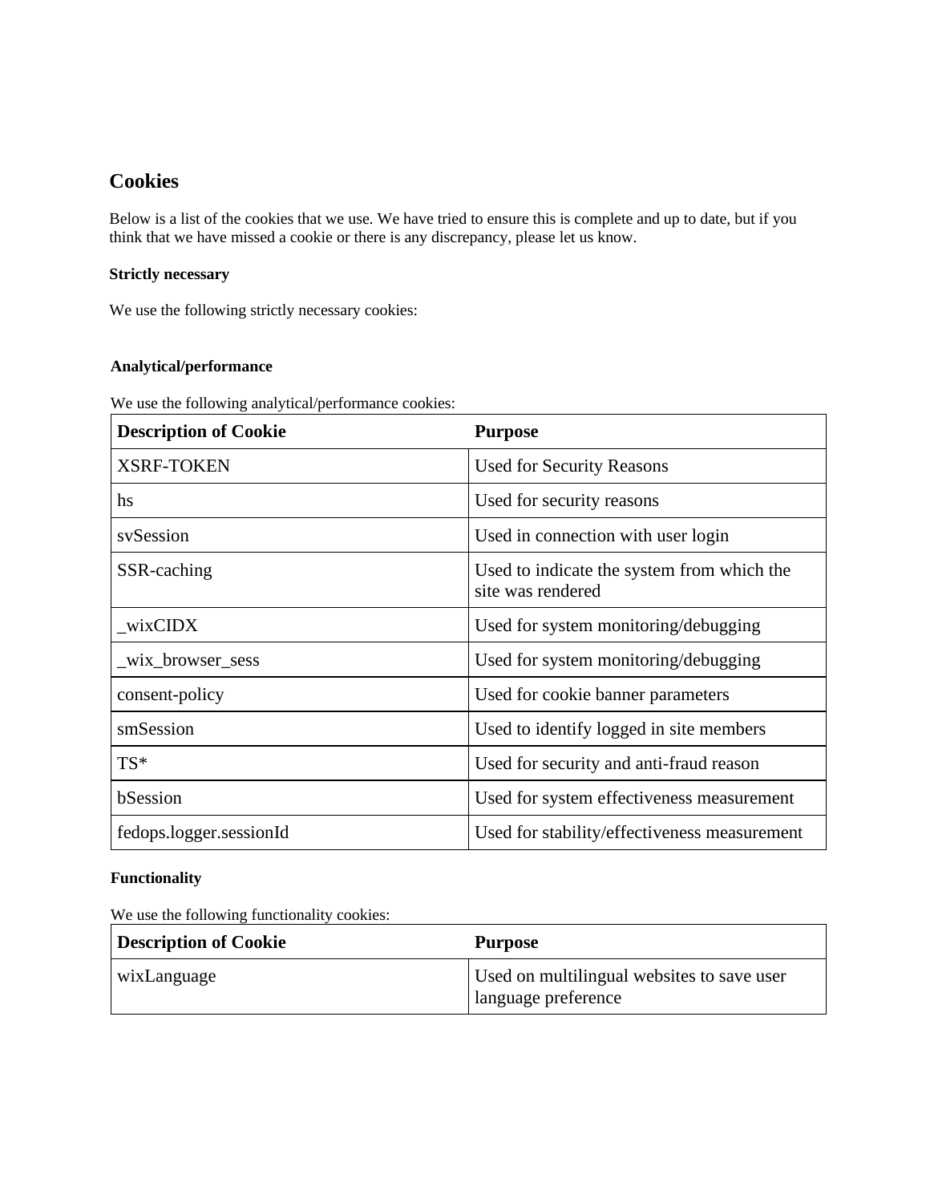## Cookies

Below is a list of the cookies that we use. We have tried to ensure this is complete and up to date, but if you think that we have missed a cookie or there is any discrepancy, please let us know.

**Strictly necessary**

We use the following strictly necessary cookies:

**Analytical/performance**

We use the following analytical/performance cookies:

| Description of Cookie | Purpose |
|---|---|
| XSRF-TOKEN | Used for Security Reasons |
| hs | Used for security reasons |
| svSession | Used in connection with user login |
| SSR-caching | Used to indicate the system from which the site was rendered |
| _wixCIDX | Used for system monitoring/debugging |
| _wix_browser_sess | Used for system monitoring/debugging |
| consent-policy | Used for cookie banner parameters |
| smSession | Used to identify logged in site members |
| TS* | Used for security and anti-fraud reason |
| bSession | Used for system effectiveness measurement |
| fedops.logger.sessionId | Used for stability/effectiveness measurement |

**Functionality**

We use the following functionality cookies:

| Description of Cookie | Purpose |
|---|---|
| wixLanguage | Used on multilingual websites to save user language preference |